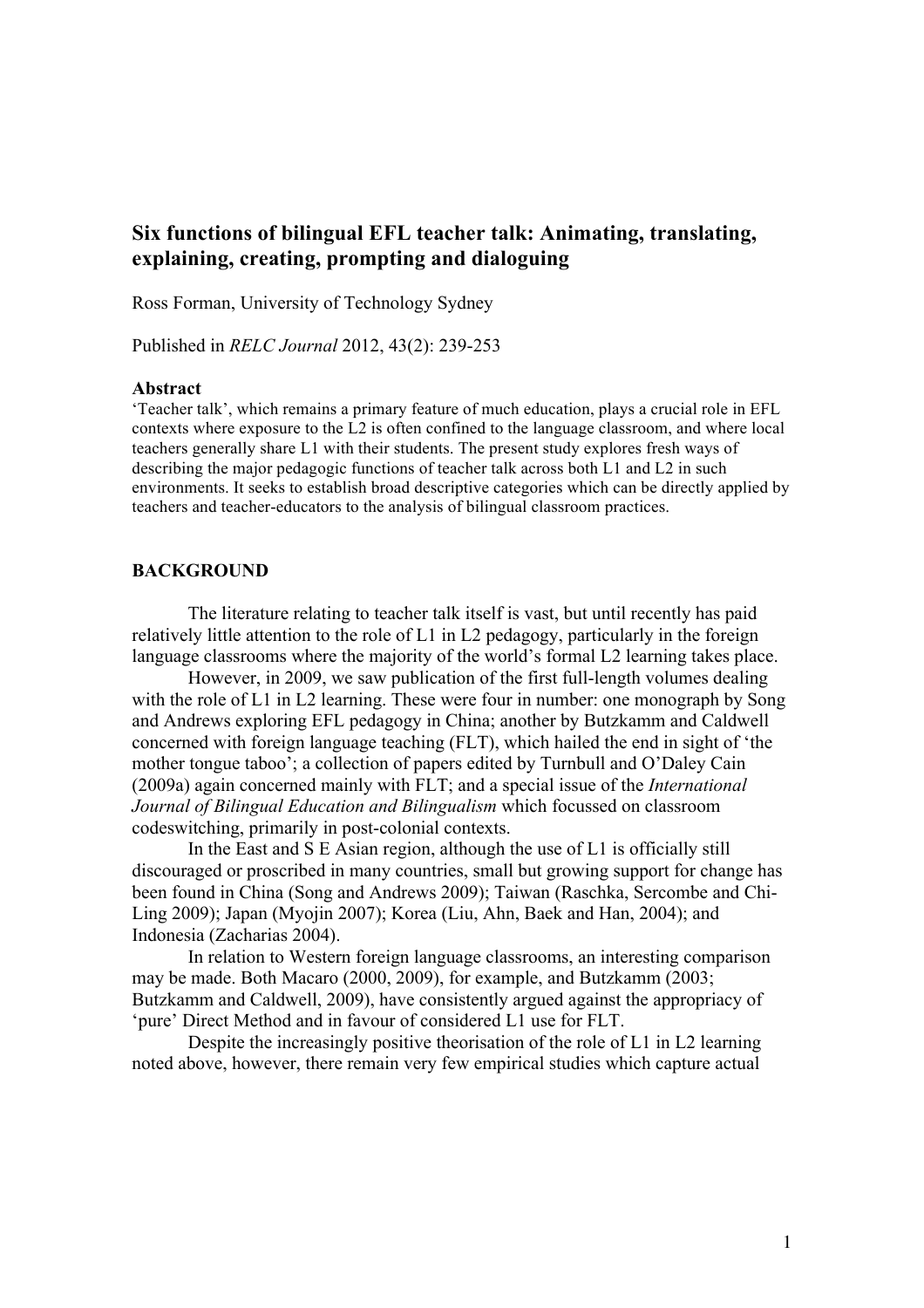# Six functions of bilingual EFL teacher talk: Animating, translating, explaining, creating, prompting and dialoguing

Ross Forman, University of Technology Sydney

Published in *RELC Journal* 2012, 43(2): 239-253

**Abstract**

'Teacher talk', which remains a primary feature of much education, plays a crucial role in EFL contexts where exposure to the L2 is often confined to the language classroom, and where local teachers generally share L1 with their students. The present study explores fresh ways of describing the major pedagogic functions of teacher talk across both L1 and L2 in such environments. It seeks to establish broad descriptive categories which can be directly applied by teachers and teacher-educators to the analysis of bilingual classroom practices.

## BACKGROUND

The literature relating to teacher talk itself is vast, but until recently has paid relatively little attention to the role of L1 in L2 pedagogy, particularly in the foreign language classrooms where the majority of the world's formal L2 learning takes place.

However, in 2009, we saw publication of the first full-length volumes dealing with the role of L1 in L2 learning. These were four in number: one monograph by Song and Andrews exploring EFL pedagogy in China; another by Butzkamm and Caldwell concerned with foreign language teaching (FLT), which hailed the end in sight of 'the mother tongue taboo'; a collection of papers edited by Turnbull and O'Daley Cain (2009a) again concerned mainly with FLT; and a special issue of the *International Journal of Bilingual Education and Bilingualism* which focussed on classroom codeswitching, primarily in post-colonial contexts.

In the East and S E Asian region, although the use of L1 is officially still discouraged or proscribed in many countries, small but growing support for change has been found in China (Song and Andrews 2009); Taiwan (Raschka, Sercombe and Chi-Ling 2009); Japan (Myojin 2007); Korea (Liu, Ahn, Baek and Han, 2004); and Indonesia (Zacharias 2004).

In relation to Western foreign language classrooms, an interesting comparison may be made. Both Macaro (2000, 2009), for example, and Butzkamm (2003; Butzkamm and Caldwell, 2009), have consistently argued against the appropriacy of 'pure' Direct Method and in favour of considered L1 use for FLT.

Despite the increasingly positive theorisation of the role of L1 in L2 learning noted above, however, there remain very few empirical studies which capture actual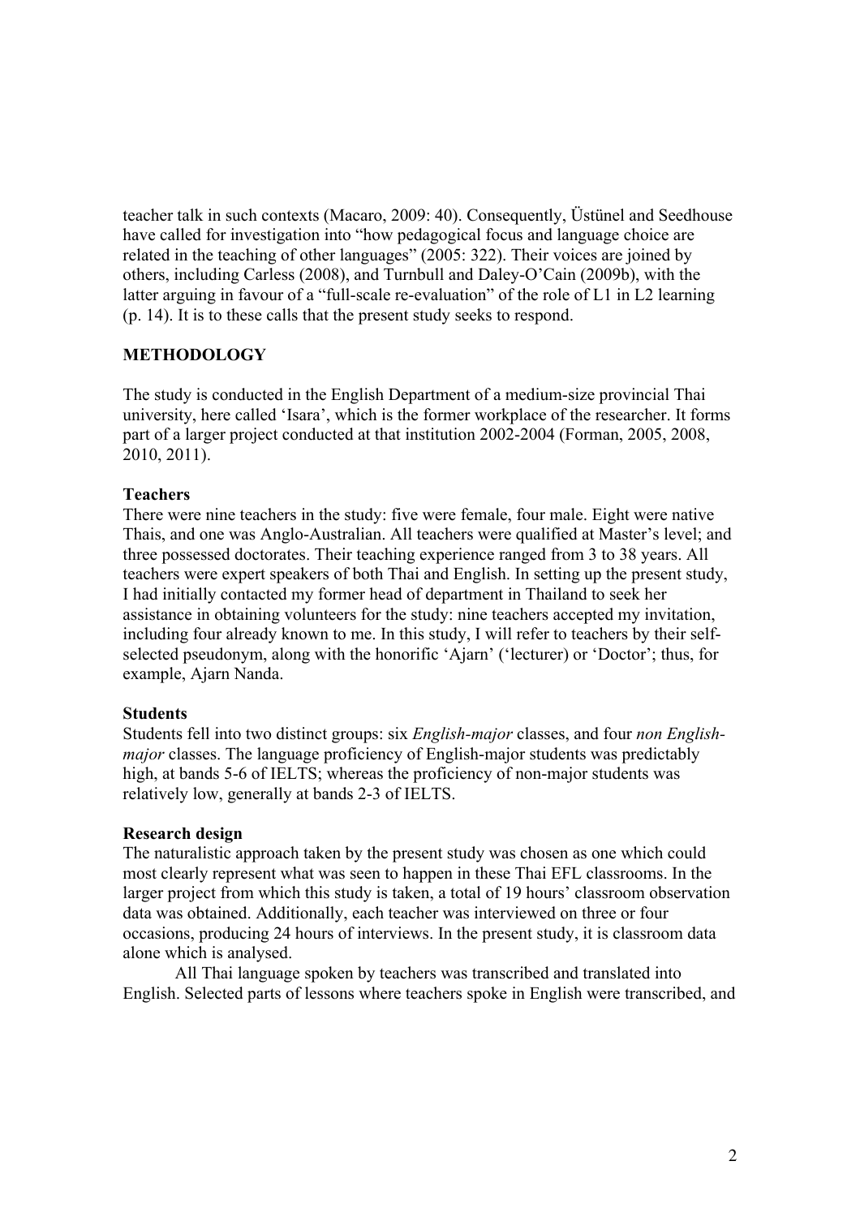teacher talk in such contexts (Macaro, 2009: 40). Consequently, Üstünel and Seedhouse have called for investigation into "how pedagogical focus and language choice are related in the teaching of other languages" (2005: 322). Their voices are joined by others, including Carless (2008), and Turnbull and Daley-O'Cain (2009b), with the latter arguing in favour of a "full-scale re-evaluation" of the role of L1 in L2 learning (p. 14). It is to these calls that the present study seeks to respond.

## METHODOLOGY

The study is conducted in the English Department of a medium-size provincial Thai university, here called 'Isara', which is the former workplace of the researcher. It forms part of a larger project conducted at that institution 2002-2004 (Forman, 2005, 2008, 2010, 2011).

### Teachers

There were nine teachers in the study: five were female, four male. Eight were native Thais, and one was Anglo-Australian. All teachers were qualified at Master's level; and three possessed doctorates. Their teaching experience ranged from 3 to 38 years. All teachers were expert speakers of both Thai and English. In setting up the present study, I had initially contacted my former head of department in Thailand to seek her assistance in obtaining volunteers for the study: nine teachers accepted my invitation, including four already known to me. In this study, I will refer to teachers by their self-selected pseudonym, along with the honorific 'Ajarn' ('lecturer) or 'Doctor'; thus, for example, Ajarn Nanda.

### Students

Students fell into two distinct groups: six *English-major* classes, and four *non English-major* classes. The language proficiency of English-major students was predictably high, at bands 5-6 of IELTS; whereas the proficiency of non-major students was relatively low, generally at bands 2-3 of IELTS.

### Research design

The naturalistic approach taken by the present study was chosen as one which could most clearly represent what was seen to happen in these Thai EFL classrooms. In the larger project from which this study is taken, a total of 19 hours' classroom observation data was obtained. Additionally, each teacher was interviewed on three or four occasions, producing 24 hours of interviews. In the present study, it is classroom data alone which is analysed.

All Thai language spoken by teachers was transcribed and translated into English. Selected parts of lessons where teachers spoke in English were transcribed, and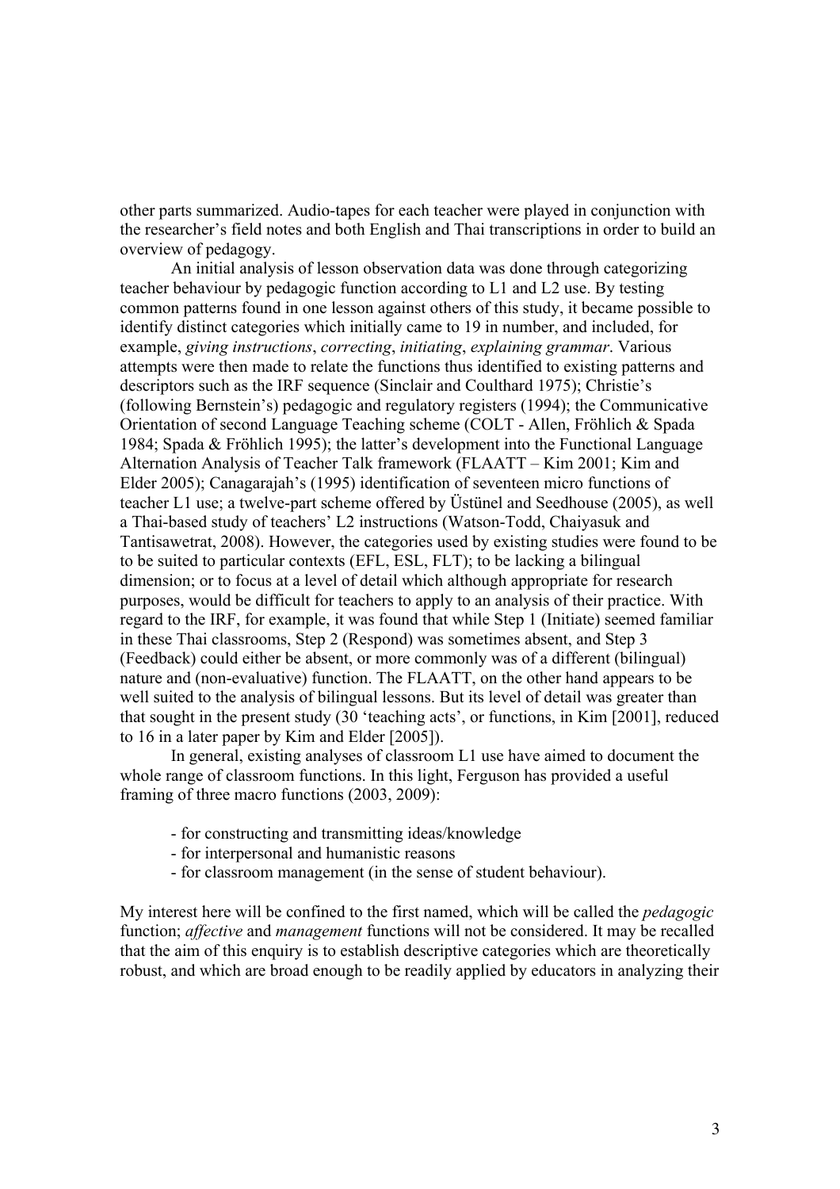other parts summarized. Audio-tapes for each teacher were played in conjunction with the researcher's field notes and both English and Thai transcriptions in order to build an overview of pedagogy.

An initial analysis of lesson observation data was done through categorizing teacher behaviour by pedagogic function according to L1 and L2 use. By testing common patterns found in one lesson against others of this study, it became possible to identify distinct categories which initially came to 19 in number, and included, for example, *giving instructions*, *correcting*, *initiating*, *explaining grammar*. Various attempts were then made to relate the functions thus identified to existing patterns and descriptors such as the IRF sequence (Sinclair and Coulthard 1975); Christie's (following Bernstein's) pedagogic and regulatory registers (1994); the Communicative Orientation of second Language Teaching scheme (COLT - Allen, Fröhlich & Spada 1984; Spada & Fröhlich 1995); the latter's development into the Functional Language Alternation Analysis of Teacher Talk framework (FLAATT – Kim 2001; Kim and Elder 2005); Canagarajah's (1995) identification of seventeen micro functions of teacher L1 use; a twelve-part scheme offered by Üstünel and Seedhouse (2005), as well a Thai-based study of teachers' L2 instructions (Watson-Todd, Chaiyasuk and Tantisawetrat, 2008). However, the categories used by existing studies were found to be to be suited to particular contexts (EFL, ESL, FLT); to be lacking a bilingual dimension; or to focus at a level of detail which although appropriate for research purposes, would be difficult for teachers to apply to an analysis of their practice. With regard to the IRF, for example, it was found that while Step 1 (Initiate) seemed familiar in these Thai classrooms, Step 2 (Respond) was sometimes absent, and Step 3 (Feedback) could either be absent, or more commonly was of a different (bilingual) nature and (non-evaluative) function. The FLAATT, on the other hand appears to be well suited to the analysis of bilingual lessons. But its level of detail was greater than that sought in the present study (30 'teaching acts', or functions, in Kim [2001], reduced to 16 in a later paper by Kim and Elder [2005]).

In general, existing analyses of classroom L1 use have aimed to document the whole range of classroom functions. In this light, Ferguson has provided a useful framing of three macro functions (2003, 2009):

- for constructing and transmitting ideas/knowledge
- for interpersonal and humanistic reasons
- for classroom management (in the sense of student behaviour).

My interest here will be confined to the first named, which will be called the *pedagogic* function; *affective* and *management* functions will not be considered. It may be recalled that the aim of this enquiry is to establish descriptive categories which are theoretically robust, and which are broad enough to be readily applied by educators in analyzing their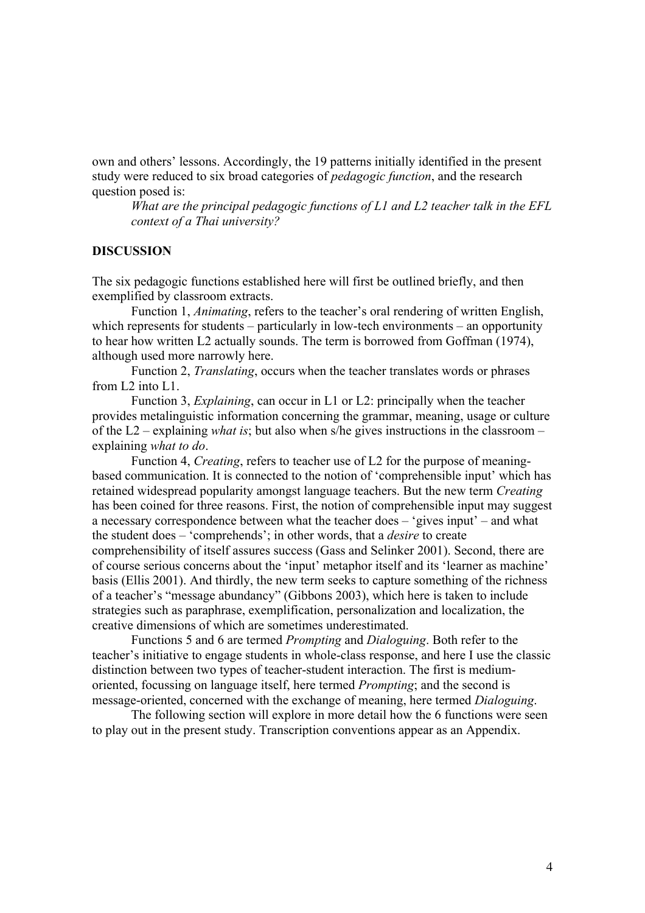own and others' lessons. Accordingly, the 19 patterns initially identified in the present study were reduced to six broad categories of *pedagogic function*, and the research question posed is:

> *What are the principal pedagogic functions of L1 and L2 teacher talk in the EFL context of a Thai university?*

## DISCUSSION

The six pedagogic functions established here will first be outlined briefly, and then exemplified by classroom extracts.

Function 1, *Animating*, refers to the teacher's oral rendering of written English, which represents for students – particularly in low-tech environments – an opportunity to hear how written L2 actually sounds. The term is borrowed from Goffman (1974), although used more narrowly here.

Function 2, *Translating*, occurs when the teacher translates words or phrases from L2 into L1.

Function 3, *Explaining*, can occur in L1 or L2: principally when the teacher provides metalinguistic information concerning the grammar, meaning, usage or culture of the L2 – explaining *what is*; but also when s/he gives instructions in the classroom – explaining *what to do*.

Function 4, *Creating*, refers to teacher use of L2 for the purpose of meaning-based communication. It is connected to the notion of 'comprehensible input' which has retained widespread popularity amongst language teachers. But the new term *Creating* has been coined for three reasons. First, the notion of comprehensible input may suggest a necessary correspondence between what the teacher does – 'gives input' – and what the student does – 'comprehends'; in other words, that a *desire* to create comprehensibility of itself assures success (Gass and Selinker 2001). Second, there are of course serious concerns about the 'input' metaphor itself and its 'learner as machine' basis (Ellis 2001). And thirdly, the new term seeks to capture something of the richness of a teacher's "message abundancy" (Gibbons 2003), which here is taken to include strategies such as paraphrase, exemplification, personalization and localization, the creative dimensions of which are sometimes underestimated.

Functions 5 and 6 are termed *Prompting* and *Dialoguing*. Both refer to the teacher's initiative to engage students in whole-class response, and here I use the classic distinction between two types of teacher-student interaction. The first is medium-oriented, focussing on language itself, here termed *Prompting*; and the second is message-oriented, concerned with the exchange of meaning, here termed *Dialoguing*.

The following section will explore in more detail how the 6 functions were seen to play out in the present study. Transcription conventions appear as an Appendix.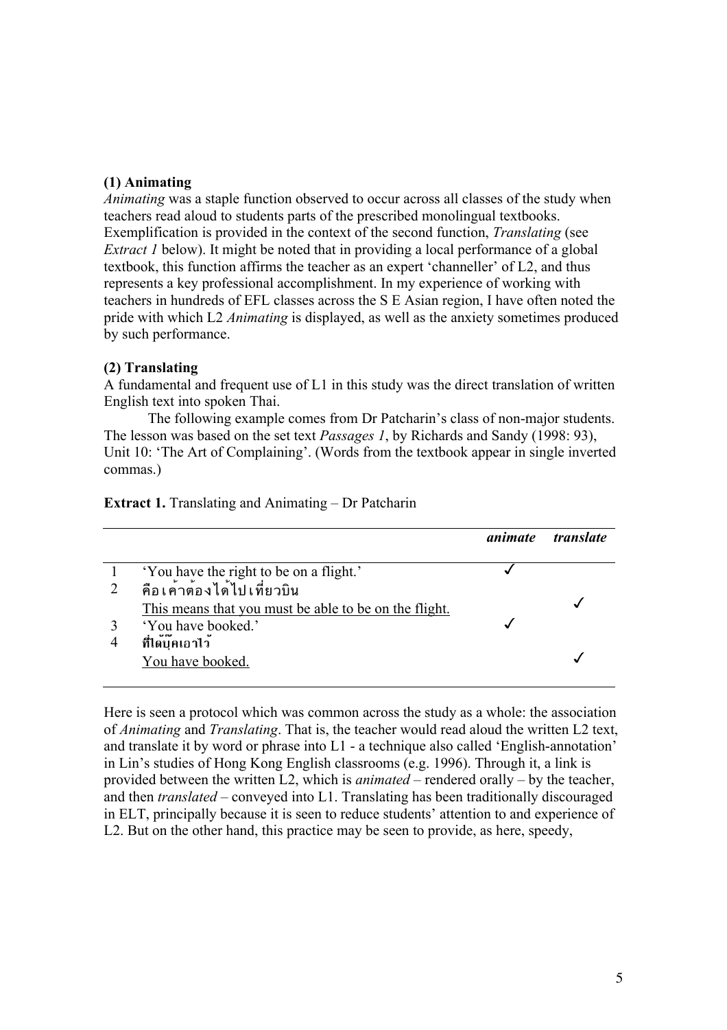**(1) Animating**

*Animating* was a staple function observed to occur across all classes of the study when teachers read aloud to students parts of the prescribed monolingual textbooks. Exemplification is provided in the context of the second function, *Translating* (see *Extract 1* below). It might be noted that in providing a local performance of a global textbook, this function affirms the teacher as an expert 'channeller' of L2, and thus represents a key professional accomplishment. In my experience of working with teachers in hundreds of EFL classes across the S E Asian region, I have often noted the pride with which L2 *Animating* is displayed, as well as the anxiety sometimes produced by such performance.

**(2) Translating**

A fundamental and frequent use of L1 in this study was the direct translation of written English text into spoken Thai.

The following example comes from Dr Patcharin's class of non-major students. The lesson was based on the set text *Passages 1*, by Richards and Sandy (1998: 93), Unit 10: 'The Art of Complaining'. (Words from the textbook appear in single inverted commas.)

**Extract 1.** Translating and Animating – Dr Patcharin

| | | *animate* | *translate* |
|---|---|---|---|
| 1 | 'You have the right to be on a flight.' | ✓ | |
| 2 | คือเค้าต้องได้ไปเที่ยวบิน<br>This means that you must be able to be on the flight. | | ✓ |
| 3 | 'You have booked.' | ✓ | |
| 4 | ที่ได้บุ๊คเอาไว้<br>You have booked. | | ✓ |

Here is seen a protocol which was common across the study as a whole: the association of *Animating* and *Translating*. That is, the teacher would read aloud the written L2 text, and translate it by word or phrase into L1 - a technique also called 'English-annotation' in Lin's studies of Hong Kong English classrooms (e.g. 1996). Through it, a link is provided between the written L2, which is *animated* – rendered orally – by the teacher, and then *translated* – conveyed into L1. Translating has been traditionally discouraged in ELT, principally because it is seen to reduce students' attention to and experience of L2. But on the other hand, this practice may be seen to provide, as here, speedy,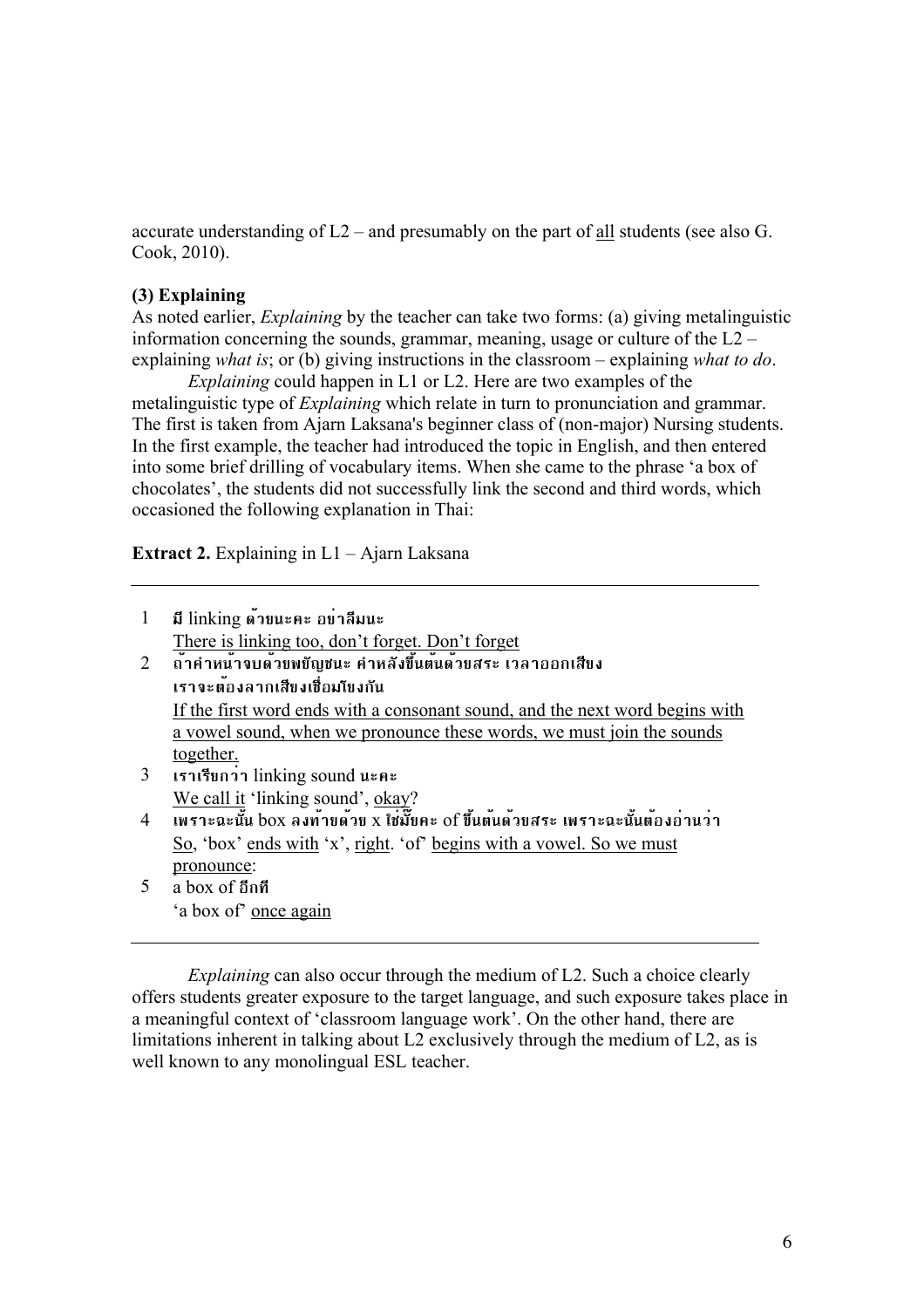accurate understanding of L2 – and presumably on the part of <u>all</u> students (see also G. Cook, 2010).

**(3) Explaining**

As noted earlier, *Explaining* by the teacher can take two forms: (a) giving metalinguistic information concerning the sounds, grammar, meaning, usage or culture of the L2 – explaining *what is*; or (b) giving instructions in the classroom – explaining *what to do*.

*Explaining* could happen in L1 or L2. Here are two examples of the metalinguistic type of *Explaining* which relate in turn to pronunciation and grammar. The first is taken from Ajarn Laksana's beginner class of (non-major) Nursing students. In the first example, the teacher had introduced the topic in English, and then entered into some brief drilling of vocabulary items. When she came to the phrase 'a box of chocolates', the students did not successfully link the second and third words, which occasioned the following explanation in Thai:

**Extract 2.** Explaining in L1 – Ajarn Laksana

---

1 มี linking ด้วยนะคะ อย่าลืมนะ
<u>There is linking too, don't forget. Don't forget</u>

2 ถ้าคำหน้าจบด้วยพยัญชนะ คำหลังขึ้นต้นด้วยสระ เวลาออกเสียง เราจะต้องลากเสียงเชื่อมโยงกัน
<u>If the first word ends with a consonant sound, and the next word begins with a vowel sound, when we pronounce these words, we must join the sounds together.</u>

3 เราเรียกว่า linking sound นะคะ
<u>We call it</u> 'linking sound', <u>okay</u>?

4 เพราะฉะนั้น box ลงท้ายด้วย x ใช่มั๊ยคะ of ขึ้นต้นด้วยสระ เพราะฉะนั้นต้องอ่านว่า
<u>So</u>, 'box' <u>ends with</u> 'x', <u>right</u>. 'of' <u>begins with a vowel. So we must pronounce</u>:

5 a box of อีกที
'a box of' <u>once again</u>

---

*Explaining* can also occur through the medium of L2. Such a choice clearly offers students greater exposure to the target language, and such exposure takes place in a meaningful context of 'classroom language work'. On the other hand, there are limitations inherent in talking about L2 exclusively through the medium of L2, as is well known to any monolingual ESL teacher.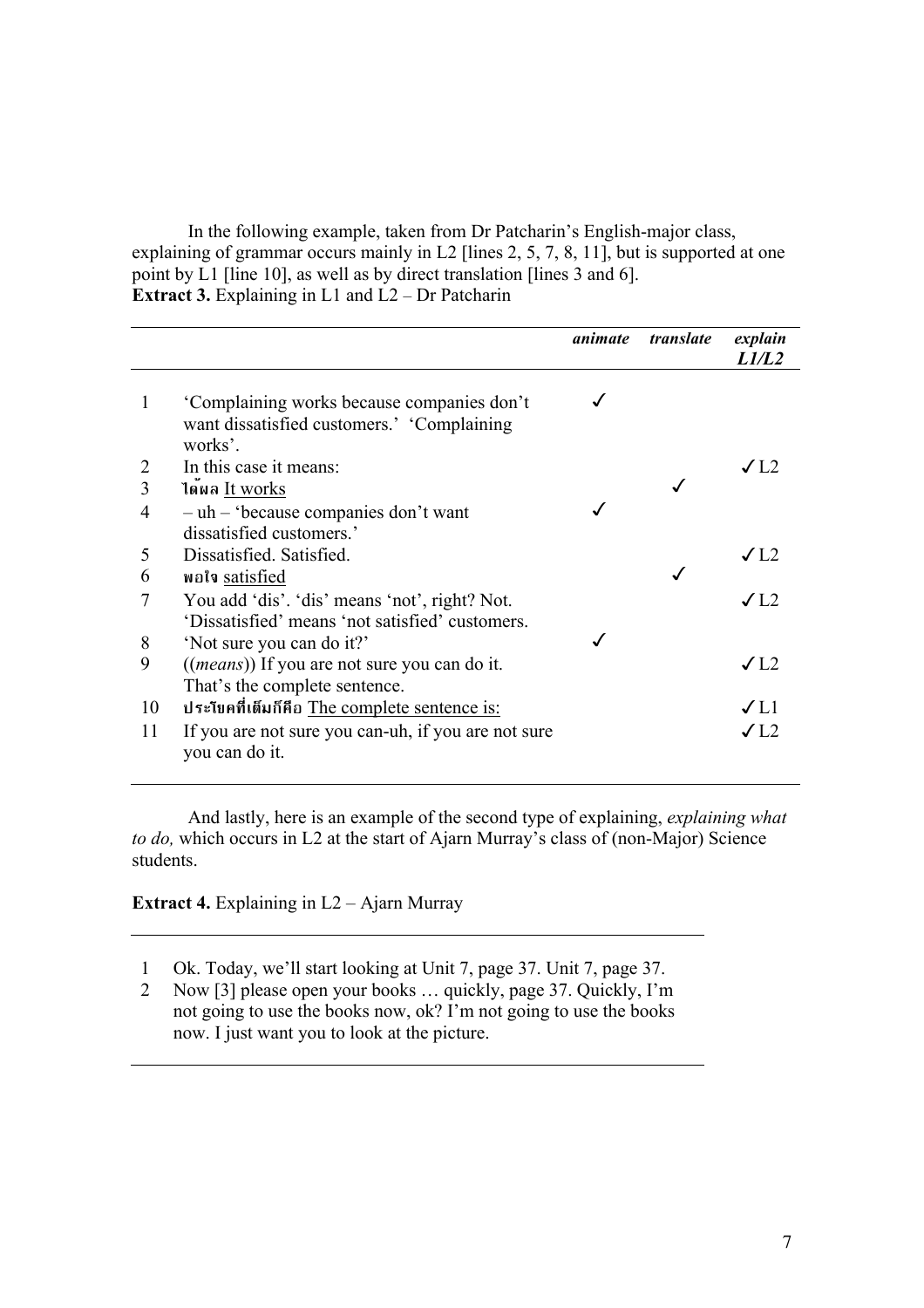In the following example, taken from Dr Patcharin's English-major class, explaining of grammar occurs mainly in L2 [lines 2, 5, 7, 8, 11], but is supported at one point by L1 [line 10], as well as by direct translation [lines 3 and 6].

**Extract 3.** Explaining in L1 and L2 – Dr Patcharin

| | | *animate* | *translate* | *explain L1/L2* |
|---|---|---|---|---|
| 1 | 'Complaining works because companies don't want dissatisfied customers.' 'Complaining works'. | ✓ | | |
| 2 | In this case it means: | | | ✓L2 |
| 3 | **ได้ผล** <u>It works</u> | | ✓ | |
| 4 | – uh – 'because companies don't want dissatisfied customers.' | ✓ | | |
| 5 | Dissatisfied. Satisfied. | | | ✓L2 |
| 6 | **พอใจ** <u>satisfied</u> | | ✓ | |
| 7 | You add 'dis'. 'dis' means 'not', right? Not. 'Dissatisfied' means 'not satisfied' customers. | | | ✓L2 |
| 8 | 'Not sure you can do it?' | ✓ | | |
| 9 | ((*means*)) If you are not sure you can do it. That's the complete sentence. | | | ✓L2 |
| 10 | **ประโยคที่เต็มก็คือ** <u>The complete sentence is:</u> | | | ✓L1 |
| 11 | If you are not sure you can-uh, if you are not sure you can do it. | | | ✓L2 |

And lastly, here is an example of the second type of explaining, *explaining what to do,* which occurs in L2 at the start of Ajarn Murray's class of (non-Major) Science students.

**Extract 4.** Explaining in L2 – Ajarn Murray

1 Ok. Today, we'll start looking at Unit 7, page 37. Unit 7, page 37.
2 Now [3] please open your books … quickly, page 37. Quickly, I'm not going to use the books now, ok? I'm not going to use the books now. I just want you to look at the picture.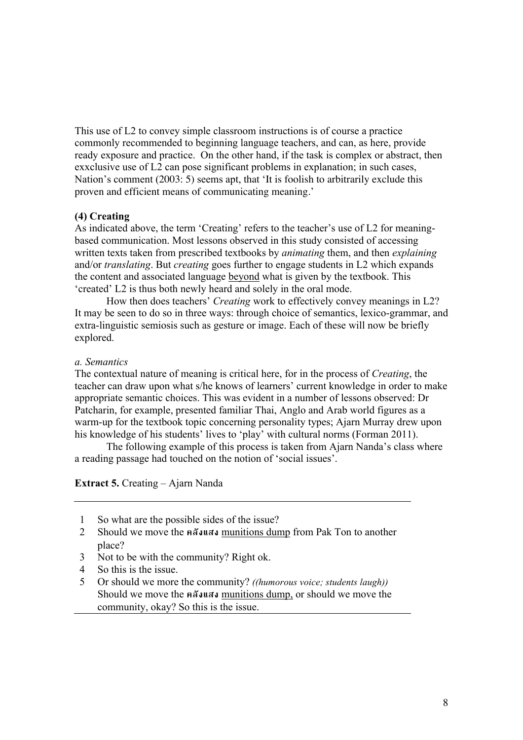This use of L2 to convey simple classroom instructions is of course a practice commonly recommended to beginning language teachers, and can, as here, provide ready exposure and practice. On the other hand, if the task is complex or abstract, then exxclusive use of L2 can pose significant problems in explanation; in such cases, Nation's comment (2003: 5) seems apt, that 'It is foolish to arbitrarily exclude this proven and efficient means of communicating meaning.'

**(4) Creating**

As indicated above, the term 'Creating' refers to the teacher's use of L2 for meaning-based communication. Most lessons observed in this study consisted of accessing written texts taken from prescribed textbooks by *animating* them, and then *explaining* and/or *translating*. But *creating* goes further to engage students in L2 which expands the content and associated language <u>beyond</u> what is given by the textbook. This 'created' L2 is thus both newly heard and solely in the oral mode.

How then does teachers' *Creating* work to effectively convey meanings in L2? It may be seen to do so in three ways: through choice of semantics, lexico-grammar, and extra-linguistic semiosis such as gesture or image. Each of these will now be briefly explored.

*a. Semantics*

The contextual nature of meaning is critical here, for in the process of *Creating*, the teacher can draw upon what s/he knows of learners' current knowledge in order to make appropriate semantic choices. This was evident in a number of lessons observed: Dr Patcharin, for example, presented familiar Thai, Anglo and Arab world figures as a warm-up for the textbook topic concerning personality types; Ajarn Murray drew upon his knowledge of his students' lives to 'play' with cultural norms (Forman 2011).

The following example of this process is taken from Ajarn Nanda's class where a reading passage had touched on the notion of 'social issues'.

**Extract 5.** Creating – Ajarn Nanda

| | |
|---|---|
| 1 | So what are the possible sides of the issue? |
| 2 | Should we move the **คลังแสง** <u>munitions dump</u> from Pak Ton to another place? |
| 3 | Not to be with the community? Right ok. |
| 4 | So this is the issue. |
| 5 | Or should we more the community? *((humorous voice; students laugh))* Should we move the **คลังแสง** <u>munitions dump,</u> or should we move the community, okay? So this is the issue. |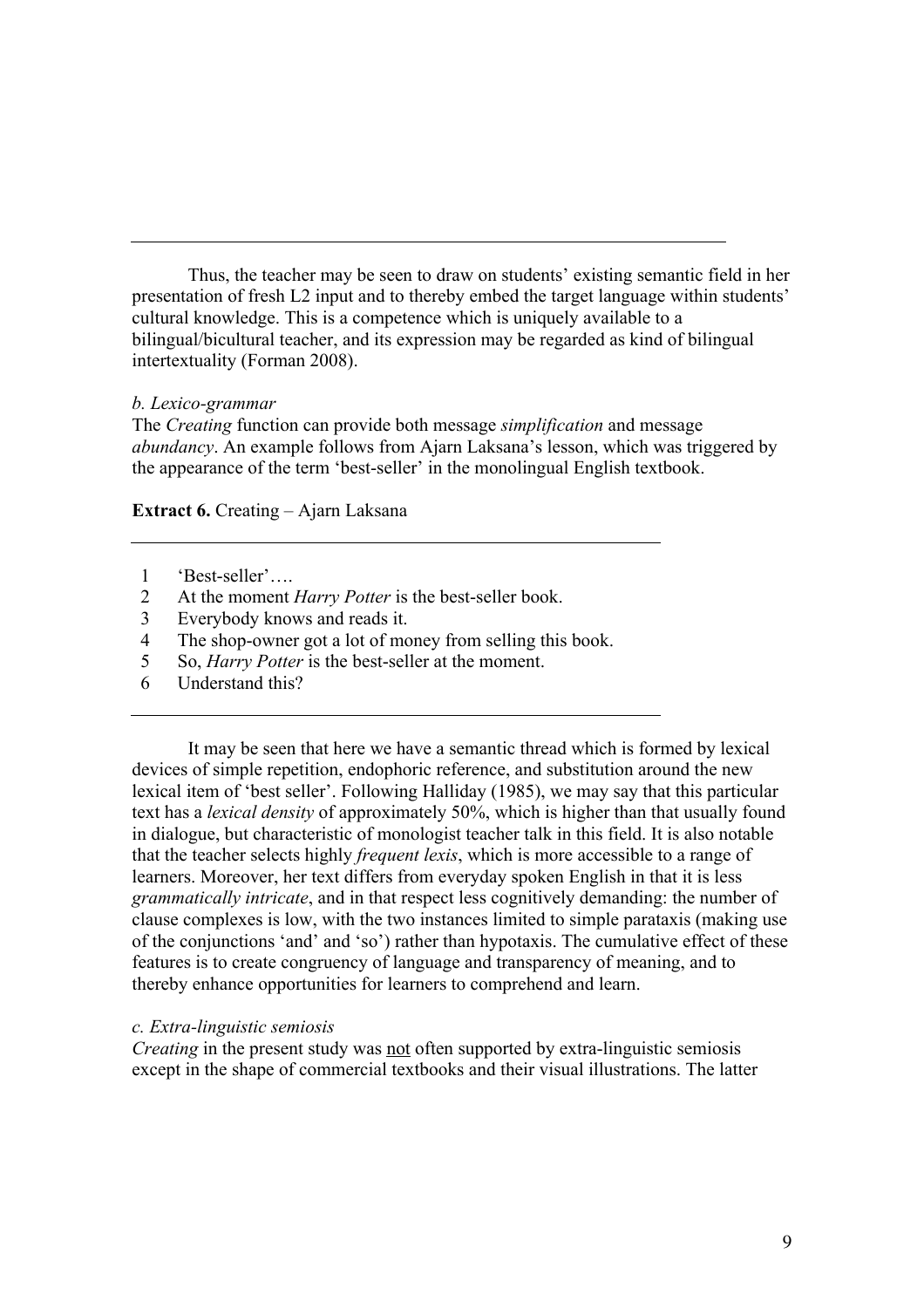Thus, the teacher may be seen to draw on students' existing semantic field in her presentation of fresh L2 input and to thereby embed the target language within students' cultural knowledge. This is a competence which is uniquely available to a bilingual/bicultural teacher, and its expression may be regarded as kind of bilingual intertextuality (Forman 2008).

*b. Lexico-grammar*

The *Creating* function can provide both message *simplification* and message *abundancy*. An example follows from Ajarn Laksana's lesson, which was triggered by the appearance of the term 'best-seller' in the monolingual English textbook.

**Extract 6.** Creating – Ajarn Laksana

1 'Best-seller'….
2 At the moment *Harry Potter* is the best-seller book.
3 Everybody knows and reads it.
4 The shop-owner got a lot of money from selling this book.
5 So, *Harry Potter* is the best-seller at the moment.
6 Understand this?

It may be seen that here we have a semantic thread which is formed by lexical devices of simple repetition, endophoric reference, and substitution around the new lexical item of 'best seller'. Following Halliday (1985), we may say that this particular text has a *lexical density* of approximately 50%, which is higher than that usually found in dialogue, but characteristic of monologist teacher talk in this field. It is also notable that the teacher selects highly *frequent lexis*, which is more accessible to a range of learners. Moreover, her text differs from everyday spoken English in that it is less *grammatically intricate*, and in that respect less cognitively demanding: the number of clause complexes is low, with the two instances limited to simple parataxis (making use of the conjunctions 'and' and 'so') rather than hypotaxis. The cumulative effect of these features is to create congruency of language and transparency of meaning, and to thereby enhance opportunities for learners to comprehend and learn.

*c. Extra-linguistic semiosis*

*Creating* in the present study was not often supported by extra-linguistic semiosis except in the shape of commercial textbooks and their visual illustrations. The latter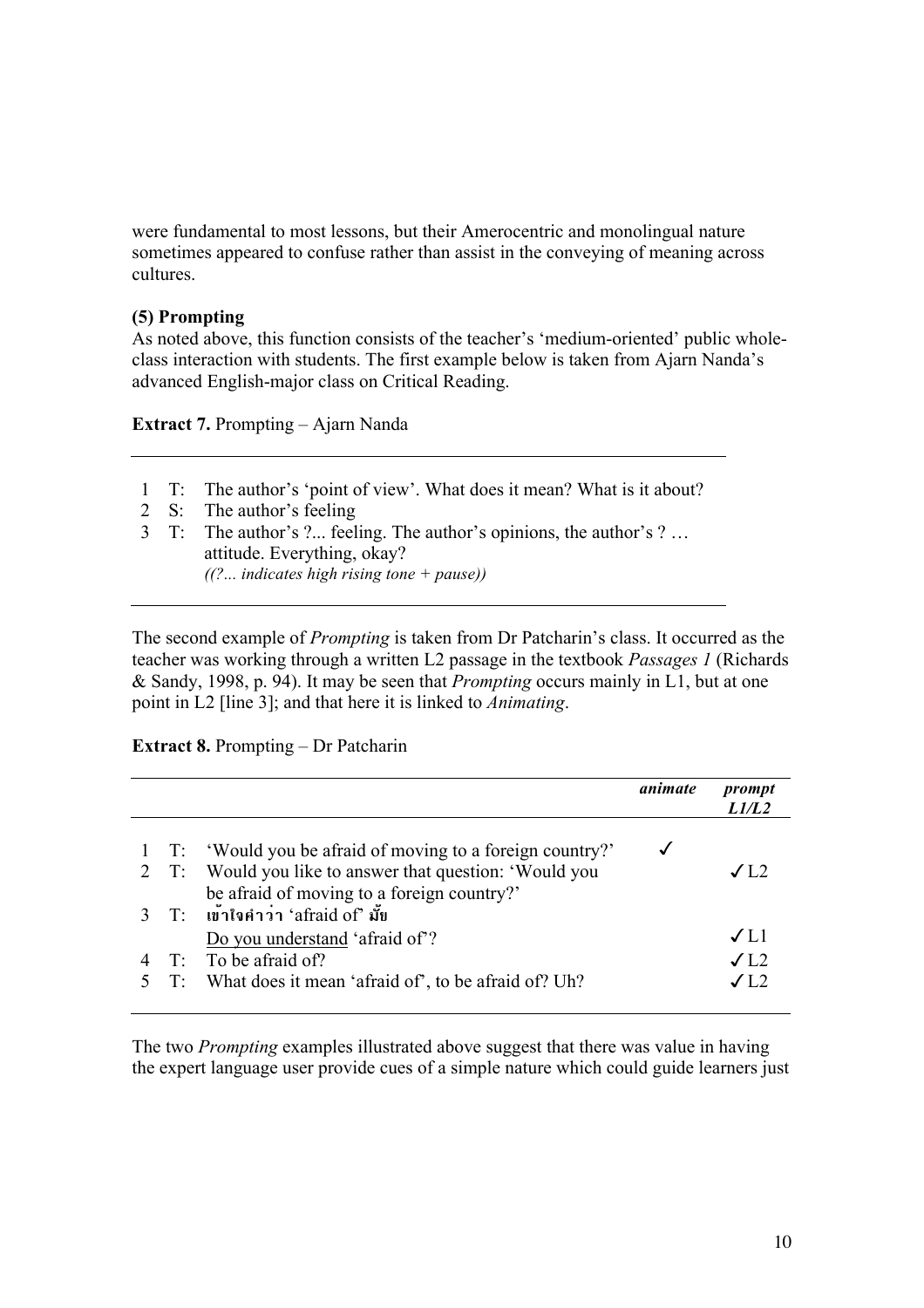were fundamental to most lessons, but their Amerocentric and monolingual nature sometimes appeared to confuse rather than assist in the conveying of meaning across cultures.

### (5) Prompting

As noted above, this function consists of the teacher's 'medium-oriented' public whole-class interaction with students. The first example below is taken from Ajarn Nanda's advanced English-major class on Critical Reading.

**Extract 7.** Prompting – Ajarn Nanda

| | | |
|---|---|---|
| 1 | T: | The author's 'point of view'. What does it mean? What is it about? |
| 2 | S: | The author's feeling |
| 3 | T: | The author's ?... feeling. The author's opinions, the author's ? … attitude. Everything, okay? |
| | | *((?... indicates high rising tone + pause))* |

The second example of *Prompting* is taken from Dr Patcharin's class. It occurred as the teacher was working through a written L2 passage in the textbook *Passages 1* (Richards & Sandy, 1998, p. 94). It may be seen that *Prompting* occurs mainly in L1, but at one point in L2 [line 3]; and that here it is linked to *Animating*.

**Extract 8.** Prompting – Dr Patcharin

| | | | ***animate*** | ***prompt L1/L2*** |
|---|---|---|---|---|
| 1 | T: | 'Would you be afraid of moving to a foreign country?' | ✓ | |
| 2 | T: | Would you like to answer that question: 'Would you be afraid of moving to a foreign country?' | | ✓L2 |
| 3 | T: | **เข้าใจคำว่า** 'afraid of' **มั้ย** <br> <u>Do you understand</u> 'afraid of'? | | ✓L1 |
| 4 | T: | To be afraid of? | | ✓L2 |
| 5 | T: | What does it mean 'afraid of', to be afraid of? Uh? | | ✓L2 |

The two *Prompting* examples illustrated above suggest that there was value in having the expert language user provide cues of a simple nature which could guide learners just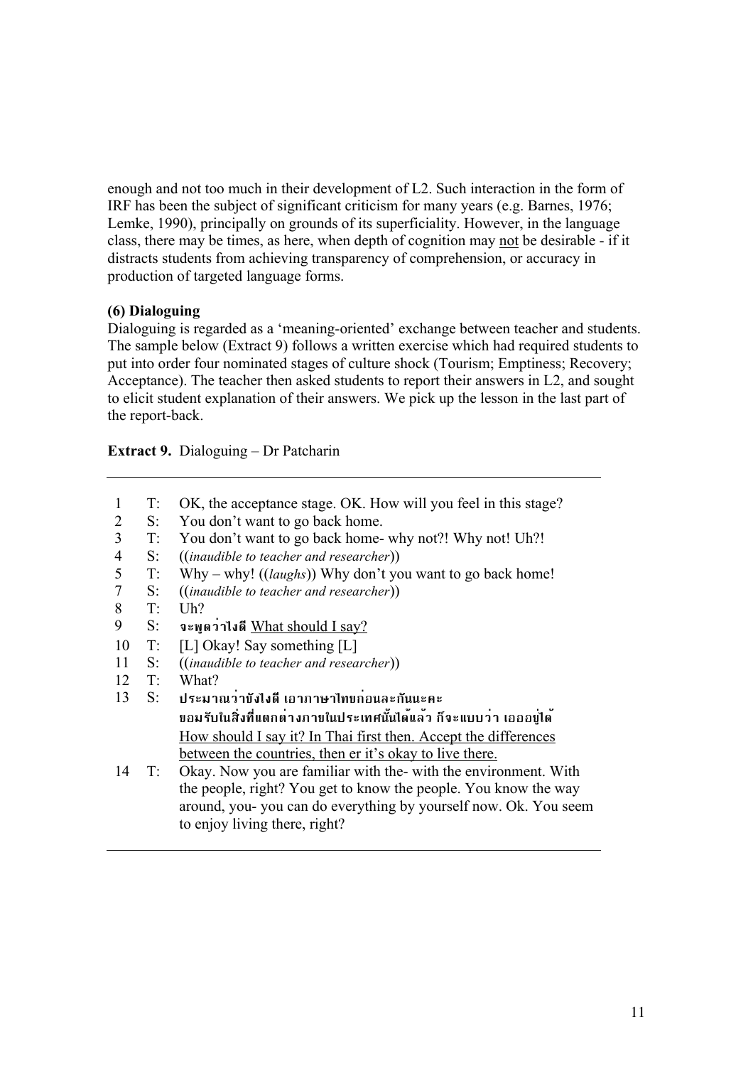enough and not too much in their development of L2. Such interaction in the form of IRF has been the subject of significant criticism for many years (e.g. Barnes, 1976; Lemke, 1990), principally on grounds of its superficiality. However, in the language class, there may be times, as here, when depth of cognition may not be desirable - if it distracts students from achieving transparency of comprehension, or accuracy in production of targeted language forms.

**(6) Dialoguing**

Dialoguing is regarded as a 'meaning-oriented' exchange between teacher and students. The sample below (Extract 9) follows a written exercise which had required students to put into order four nominated stages of culture shock (Tourism; Emptiness; Recovery; Acceptance). The teacher then asked students to report their answers in L2, and sought to elicit student explanation of their answers. We pick up the lesson in the last part of the report-back.

**Extract 9.** Dialoguing – Dr Patcharin

| | | |
|---|---|---|
| 1 | T: | OK, the acceptance stage. OK. How will you feel in this stage? |
| 2 | S: | You don't want to go back home. |
| 3 | T: | You don't want to go back home- why not?! Why not! Uh?! |
| 4 | S: | ((*inaudible to teacher and researcher*)) |
| 5 | T: | Why – why! ((*laughs*)) Why don't you want to go back home! |
| 7 | S: | ((*inaudible to teacher and researcher*)) |
| 8 | T: | Uh? |
| 9 | S: | จะพูดว่าไงดี What should I say? |
| 10 | T: | [L] Okay! Say something [L] |
| 11 | S: | ((*inaudible to teacher and researcher*)) |
| 12 | T: | What? |
| 13 | S: | ประมาณว่ายังไงดี เอาภาษาไทยก่อนละกันนะคะ ยอมรับในสิ่งที่แตกต่างภายในประเทศนั้นได้แล้ว ก็จะแบบว่า เอออยู่ได้ How should I say it? In Thai first then. Accept the differences between the countries, then er it's okay to live there. |
| 14 | T: | Okay. Now you are familiar with the- with the environment. With the people, right? You get to know the people. You know the way around, you- you can do everything by yourself now. Ok. You seem to enjoy living there, right? |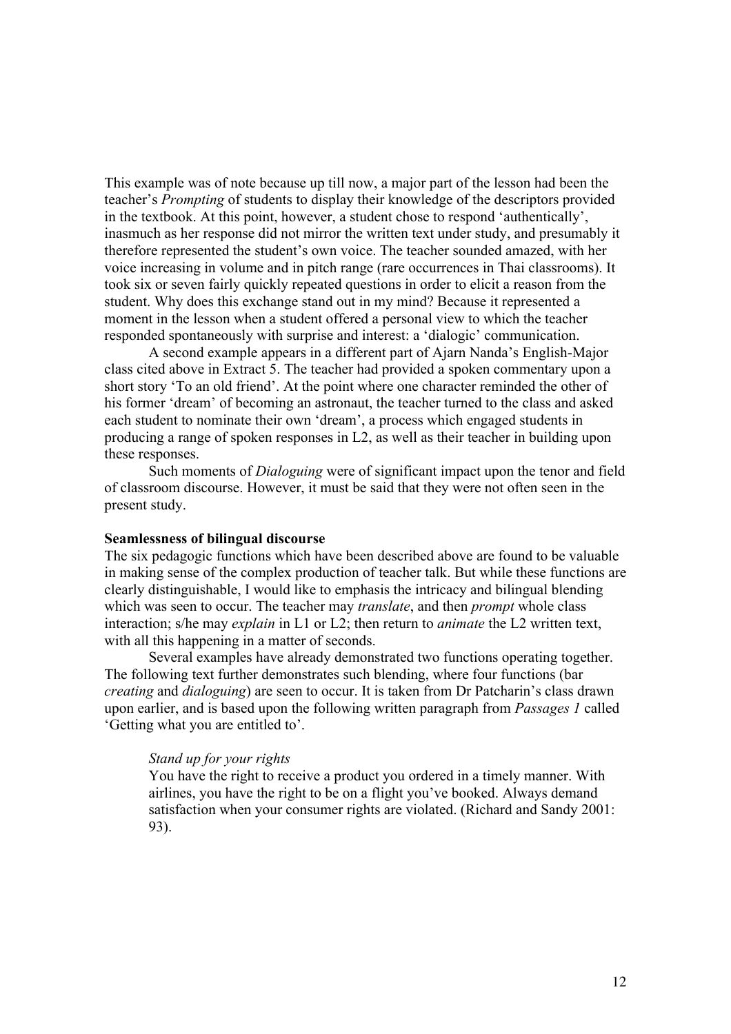This example was of note because up till now, a major part of the lesson had been the teacher's *Prompting* of students to display their knowledge of the descriptors provided in the textbook. At this point, however, a student chose to respond 'authentically', inasmuch as her response did not mirror the written text under study, and presumably it therefore represented the student's own voice. The teacher sounded amazed, with her voice increasing in volume and in pitch range (rare occurrences in Thai classrooms). It took six or seven fairly quickly repeated questions in order to elicit a reason from the student. Why does this exchange stand out in my mind? Because it represented a moment in the lesson when a student offered a personal view to which the teacher responded spontaneously with surprise and interest: a 'dialogic' communication.

A second example appears in a different part of Ajarn Nanda's English-Major class cited above in Extract 5. The teacher had provided a spoken commentary upon a short story 'To an old friend'. At the point where one character reminded the other of his former 'dream' of becoming an astronaut, the teacher turned to the class and asked each student to nominate their own 'dream', a process which engaged students in producing a range of spoken responses in L2, as well as their teacher in building upon these responses.

Such moments of *Dialoguing* were of significant impact upon the tenor and field of classroom discourse. However, it must be said that they were not often seen in the present study.

**Seamlessness of bilingual discourse**

The six pedagogic functions which have been described above are found to be valuable in making sense of the complex production of teacher talk. But while these functions are clearly distinguishable, I would like to emphasis the intricacy and bilingual blending which was seen to occur. The teacher may *translate*, and then *prompt* whole class interaction; s/he may *explain* in L1 or L2; then return to *animate* the L2 written text, with all this happening in a matter of seconds.

Several examples have already demonstrated two functions operating together. The following text further demonstrates such blending, where four functions (bar *creating* and *dialoguing*) are seen to occur. It is taken from Dr Patcharin's class drawn upon earlier, and is based upon the following written paragraph from *Passages 1* called 'Getting what you are entitled to'.

> *Stand up for your rights*
> You have the right to receive a product you ordered in a timely manner. With airlines, you have the right to be on a flight you've booked. Always demand satisfaction when your consumer rights are violated. (Richard and Sandy 2001: 93).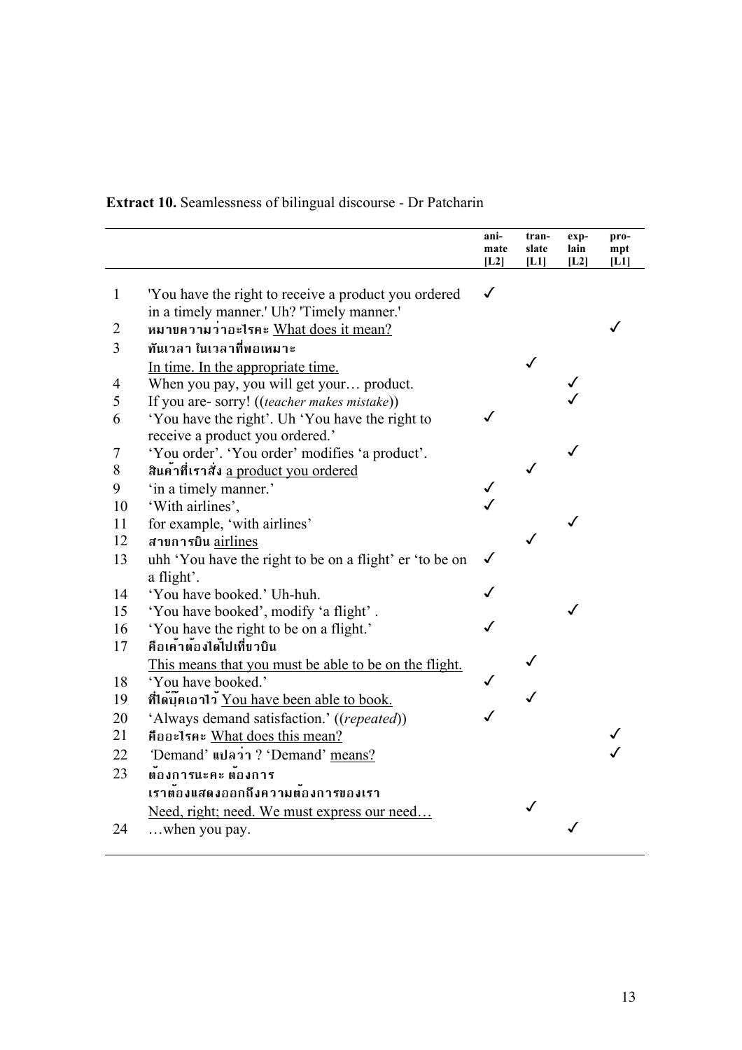**Extract 10.** Seamlessness of bilingual discourse - Dr Patcharin

| | | animate [L2] | translate [L1] | explain [L2] | prompt [L1] |
|---|---|---|---|---|---|
| 1 | 'You have the right to receive a product you ordered in a timely manner.' Uh? 'Timely manner.' | ✓ | | | |
| 2 | หมายความว่าอะไรคะ <u>What does it mean?</u> | | | | ✓ |
| 3 | ทันเวลา ในเวลาที่พอเหมาะ <u>In time. In the appropriate time.</u> | | ✓ | | |
| 4 | When you pay, you will get your… product. | | | ✓ | |
| 5 | If you are- sorry! ((*teacher makes mistake*)) | | | ✓ | |
| 6 | 'You have the right'. Uh 'You have the right to receive a product you ordered.' | ✓ | | | |
| 7 | 'You order'. 'You order' modifies 'a product'. | | | ✓ | |
| 8 | สินค้าที่เราสั่ง <u>a product you ordered</u> | | ✓ | | |
| 9 | 'in a timely manner.' | ✓ | | | |
| 10 | 'With airlines', | ✓ | | | |
| 11 | for example, 'with airlines' | | | ✓ | |
| 12 | สายการบิน <u>airlines</u> | | ✓ | | |
| 13 | uhh 'You have the right to be on a flight' er 'to be on a flight'. | ✓ | | | |
| 14 | 'You have booked.' Uh-huh. | ✓ | | | |
| 15 | 'You have booked', modify 'a flight' . | | | ✓ | |
| 16 | 'You have the right to be on a flight.' | ✓ | | | |
| 17 | คือเค้าต้องได้ไปเที่ยวบิน <u>This means that you must be able to be on the flight.</u> | | ✓ | | |
| 18 | 'You have booked.' | ✓ | | | |
| 19 | ที่ได้บุ๊คเอาไว้ <u>You have been able to book.</u> | | ✓ | | |
| 20 | 'Always demand satisfaction.' ((*repeated*)) | ✓ | | | |
| 21 | คืออะไรคะ <u>What does this mean?</u> | | | | ✓ |
| 22 | 'Demand' แปลว่า ? 'Demand' <u>means?</u> | | | | ✓ |
| 23 | ต้องการนะคะ ต้องการ เราต้องแสดงออกถึงความต้องการของเรา <u>Need, right; need. We must express our need…</u> | | ✓ | | |
| 24 | …when you pay. | | | ✓ | |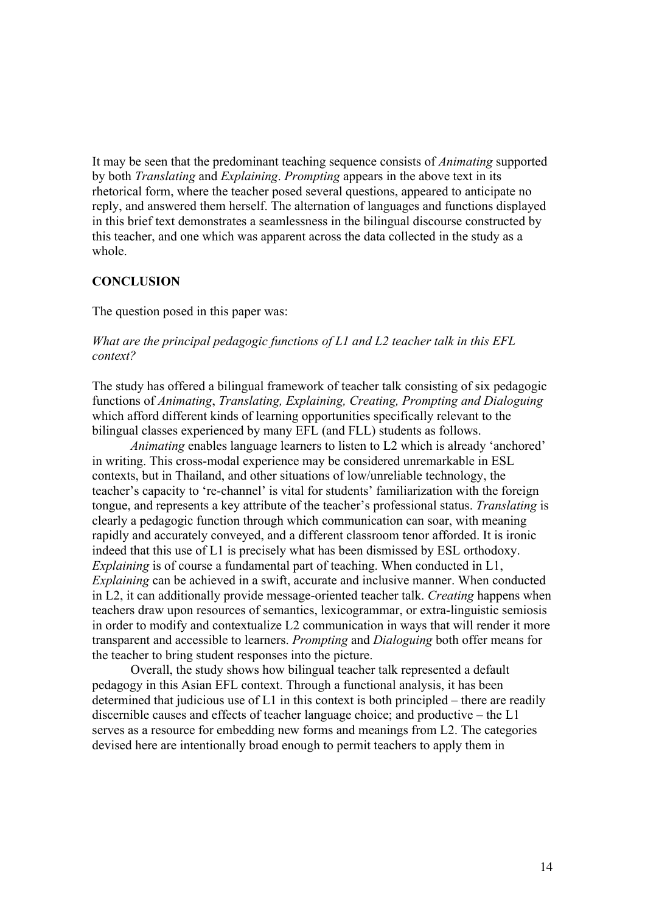It may be seen that the predominant teaching sequence consists of *Animating* supported by both *Translating* and *Explaining*. *Prompting* appears in the above text in its rhetorical form, where the teacher posed several questions, appeared to anticipate no reply, and answered them herself. The alternation of languages and functions displayed in this brief text demonstrates a seamlessness in the bilingual discourse constructed by this teacher, and one which was apparent across the data collected in the study as a whole.

## CONCLUSION

The question posed in this paper was:

*What are the principal pedagogic functions of L1 and L2 teacher talk in this EFL context?*

The study has offered a bilingual framework of teacher talk consisting of six pedagogic functions of *Animating*, *Translating, Explaining, Creating, Prompting and Dialoguing* which afford different kinds of learning opportunities specifically relevant to the bilingual classes experienced by many EFL (and FLL) students as follows.

*Animating* enables language learners to listen to L2 which is already 'anchored' in writing. This cross-modal experience may be considered unremarkable in ESL contexts, but in Thailand, and other situations of low/unreliable technology, the teacher's capacity to 're-channel' is vital for students' familiarization with the foreign tongue, and represents a key attribute of the teacher's professional status. *Translating* is clearly a pedagogic function through which communication can soar, with meaning rapidly and accurately conveyed, and a different classroom tenor afforded. It is ironic indeed that this use of L1 is precisely what has been dismissed by ESL orthodoxy. *Explaining* is of course a fundamental part of teaching. When conducted in L1, *Explaining* can be achieved in a swift, accurate and inclusive manner. When conducted in L2, it can additionally provide message-oriented teacher talk. *Creating* happens when teachers draw upon resources of semantics, lexicogrammar, or extra-linguistic semiosis in order to modify and contextualize L2 communication in ways that will render it more transparent and accessible to learners. *Prompting* and *Dialoguing* both offer means for the teacher to bring student responses into the picture.

Overall, the study shows how bilingual teacher talk represented a default pedagogy in this Asian EFL context. Through a functional analysis, it has been determined that judicious use of L1 in this context is both principled – there are readily discernible causes and effects of teacher language choice; and productive – the L1 serves as a resource for embedding new forms and meanings from L2. The categories devised here are intentionally broad enough to permit teachers to apply them in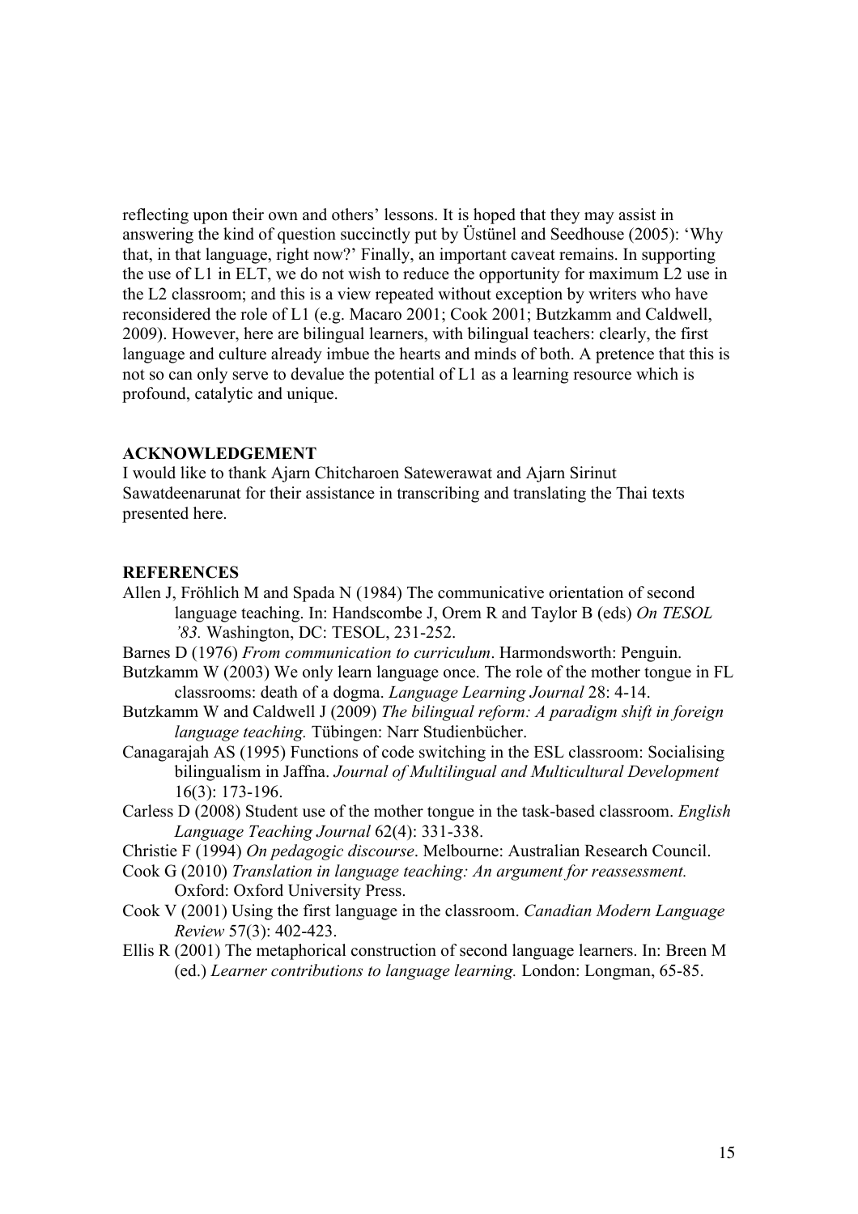reflecting upon their own and others' lessons. It is hoped that they may assist in answering the kind of question succinctly put by Üstünel and Seedhouse (2005): 'Why that, in that language, right now?' Finally, an important caveat remains. In supporting the use of L1 in ELT, we do not wish to reduce the opportunity for maximum L2 use in the L2 classroom; and this is a view repeated without exception by writers who have reconsidered the role of L1 (e.g. Macaro 2001; Cook 2001; Butzkamm and Caldwell, 2009). However, here are bilingual learners, with bilingual teachers: clearly, the first language and culture already imbue the hearts and minds of both. A pretence that this is not so can only serve to devalue the potential of L1 as a learning resource which is profound, catalytic and unique.

## ACKNOWLEDGEMENT

I would like to thank Ajarn Chitcharoen Satewerawat and Ajarn Sirinut Sawatdeenarunat for their assistance in transcribing and translating the Thai texts presented here.

## REFERENCES

Allen J, Fröhlich M and Spada N (1984) The communicative orientation of second language teaching. In: Handscombe J, Orem R and Taylor B (eds) *On TESOL '83.* Washington, DC: TESOL, 231-252.

Barnes D (1976) *From communication to curriculum*. Harmondsworth: Penguin.

Butzkamm W (2003) We only learn language once. The role of the mother tongue in FL classrooms: death of a dogma. *Language Learning Journal* 28: 4-14.

Butzkamm W and Caldwell J (2009) *The bilingual reform: A paradigm shift in foreign language teaching.* Tübingen: Narr Studienbücher.

Canagarajah AS (1995) Functions of code switching in the ESL classroom: Socialising bilingualism in Jaffna. *Journal of Multilingual and Multicultural Development* 16(3): 173-196.

Carless D (2008) Student use of the mother tongue in the task-based classroom. *English Language Teaching Journal* 62(4): 331-338.

Christie F (1994) *On pedagogic discourse*. Melbourne: Australian Research Council.

Cook G (2010) *Translation in language teaching: An argument for reassessment.* Oxford: Oxford University Press.

Cook V (2001) Using the first language in the classroom. *Canadian Modern Language Review* 57(3): 402-423.

Ellis R (2001) The metaphorical construction of second language learners. In: Breen M (ed.) *Learner contributions to language learning.* London: Longman, 65-85.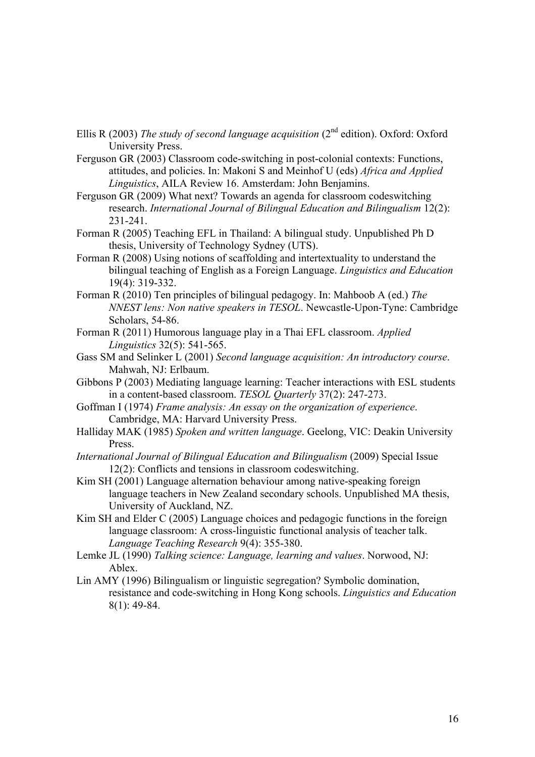Ellis R (2003) *The study of second language acquisition* (2nd edition). Oxford: Oxford University Press.

Ferguson GR (2003) Classroom code-switching in post-colonial contexts: Functions, attitudes, and policies. In: Makoni S and Meinhof U (eds) *Africa and Applied Linguistics*, AILA Review 16. Amsterdam: John Benjamins.

Ferguson GR (2009) What next? Towards an agenda for classroom codeswitching research. *International Journal of Bilingual Education and Bilingualism* 12(2): 231-241.

Forman R (2005) Teaching EFL in Thailand: A bilingual study. Unpublished Ph D thesis, University of Technology Sydney (UTS).

Forman R (2008) Using notions of scaffolding and intertextuality to understand the bilingual teaching of English as a Foreign Language. *Linguistics and Education* 19(4): 319-332.

Forman R (2010) Ten principles of bilingual pedagogy. In: Mahboob A (ed.) *The NNEST lens: Non native speakers in TESOL*. Newcastle-Upon-Tyne: Cambridge Scholars, 54-86.

Forman R (2011) Humorous language play in a Thai EFL classroom. *Applied Linguistics* 32(5): 541-565.

Gass SM and Selinker L (2001) *Second language acquisition: An introductory course*. Mahwah, NJ: Erlbaum.

Gibbons P (2003) Mediating language learning: Teacher interactions with ESL students in a content-based classroom. *TESOL Quarterly* 37(2): 247-273.

Goffman I (1974) *Frame analysis: An essay on the organization of experience*. Cambridge, MA: Harvard University Press.

Halliday MAK (1985) *Spoken and written language*. Geelong, VIC: Deakin University Press.

*International Journal of Bilingual Education and Bilingualism* (2009) Special Issue 12(2): Conflicts and tensions in classroom codeswitching.

Kim SH (2001) Language alternation behaviour among native-speaking foreign language teachers in New Zealand secondary schools. Unpublished MA thesis, University of Auckland, NZ.

Kim SH and Elder C (2005) Language choices and pedagogic functions in the foreign language classroom: A cross-linguistic functional analysis of teacher talk. *Language Teaching Research* 9(4): 355-380.

Lemke JL (1990) *Talking science: Language, learning and values*. Norwood, NJ: Ablex.

Lin AMY (1996) Bilingualism or linguistic segregation? Symbolic domination, resistance and code-switching in Hong Kong schools. *Linguistics and Education* 8(1): 49-84.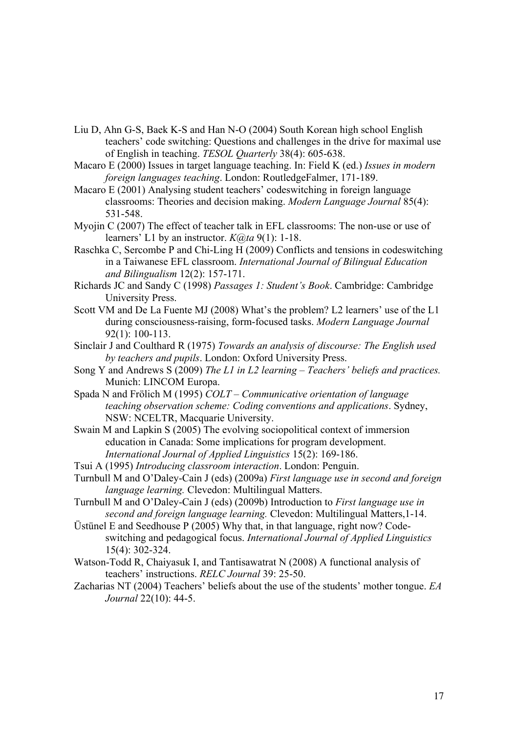Liu D, Ahn G-S, Baek K-S and Han N-O (2004) South Korean high school English teachers' code switching: Questions and challenges in the drive for maximal use of English in teaching. *TESOL Quarterly* 38(4): 605-638.

Macaro E (2000) Issues in target language teaching. In: Field K (ed.) *Issues in modern foreign languages teaching*. London: RoutledgeFalmer, 171-189.

Macaro E (2001) Analysing student teachers' codeswitching in foreign language classrooms: Theories and decision making. *Modern Language Journal* 85(4): 531-548.

Myojin C (2007) The effect of teacher talk in EFL classrooms: The non-use or use of learners' L1 by an instructor. *K@ta* 9(1): 1-18.

Raschka C, Sercombe P and Chi-Ling H (2009) Conflicts and tensions in codeswitching in a Taiwanese EFL classroom. *International Journal of Bilingual Education and Bilingualism* 12(2): 157-171.

Richards JC and Sandy C (1998) *Passages 1: Student's Book*. Cambridge: Cambridge University Press.

Scott VM and De La Fuente MJ (2008) What's the problem? L2 learners' use of the L1 during consciousness-raising, form-focused tasks. *Modern Language Journal* 92(1): 100-113.

Sinclair J and Coulthard R (1975) *Towards an analysis of discourse: The English used by teachers and pupils*. London: Oxford University Press.

Song Y and Andrews S (2009) *The L1 in L2 learning – Teachers' beliefs and practices.* Munich: LINCOM Europa.

Spada N and Frölich M (1995) *COLT – Communicative orientation of language teaching observation scheme: Coding conventions and applications*. Sydney, NSW: NCELTR, Macquarie University.

Swain M and Lapkin S (2005) The evolving sociopolitical context of immersion education in Canada: Some implications for program development. *International Journal of Applied Linguistics* 15(2): 169-186.

Tsui A (1995) *Introducing classroom interaction*. London: Penguin.

Turnbull M and O'Daley-Cain J (eds) (2009a) *First language use in second and foreign language learning.* Clevedon: Multilingual Matters.

Turnbull M and O'Daley-Cain J (eds) (2009b) Introduction to *First language use in second and foreign language learning.* Clevedon: Multilingual Matters,1-14.

Üstünel E and Seedhouse P (2005) Why that, in that language, right now? Code-switching and pedagogical focus. *International Journal of Applied Linguistics* 15(4): 302-324.

Watson-Todd R, Chaiyasuk I, and Tantisawatrat N (2008) A functional analysis of teachers' instructions. *RELC Journal* 39: 25-50.

Zacharias NT (2004) Teachers' beliefs about the use of the students' mother tongue. *EA Journal* 22(10): 44-5.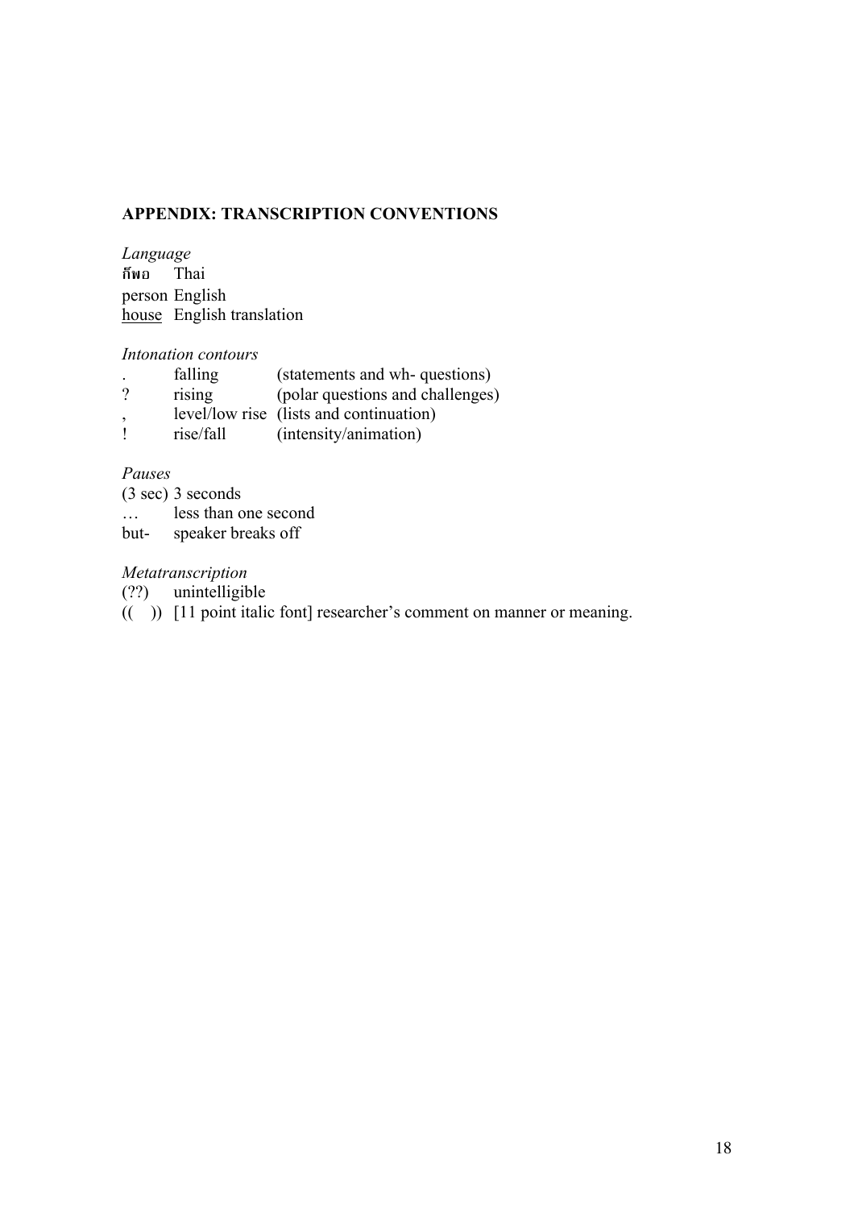## APPENDIX: TRANSCRIPTION CONVENTIONS

*Language*

| | |
|---|---|
| ก็พอ | Thai |
| person | English |
| <u>house</u> | English translation |

*Intonation contours*

| | | |
|---|---|---|
| . | falling | (statements and wh- questions) |
| ? | rising | (polar questions and challenges) |
| , | level/low rise | (lists and continuation) |
| ! | rise/fall | (intensity/animation) |

*Pauses*

| | |
|---|---|
| (3 sec) | 3 seconds |
| … | less than one second |
| but- | speaker breaks off |

*Metatranscription*

| | |
|---|---|
| (??) | unintelligible |
| (( )) | [11 point italic font] researcher's comment on manner or meaning. |